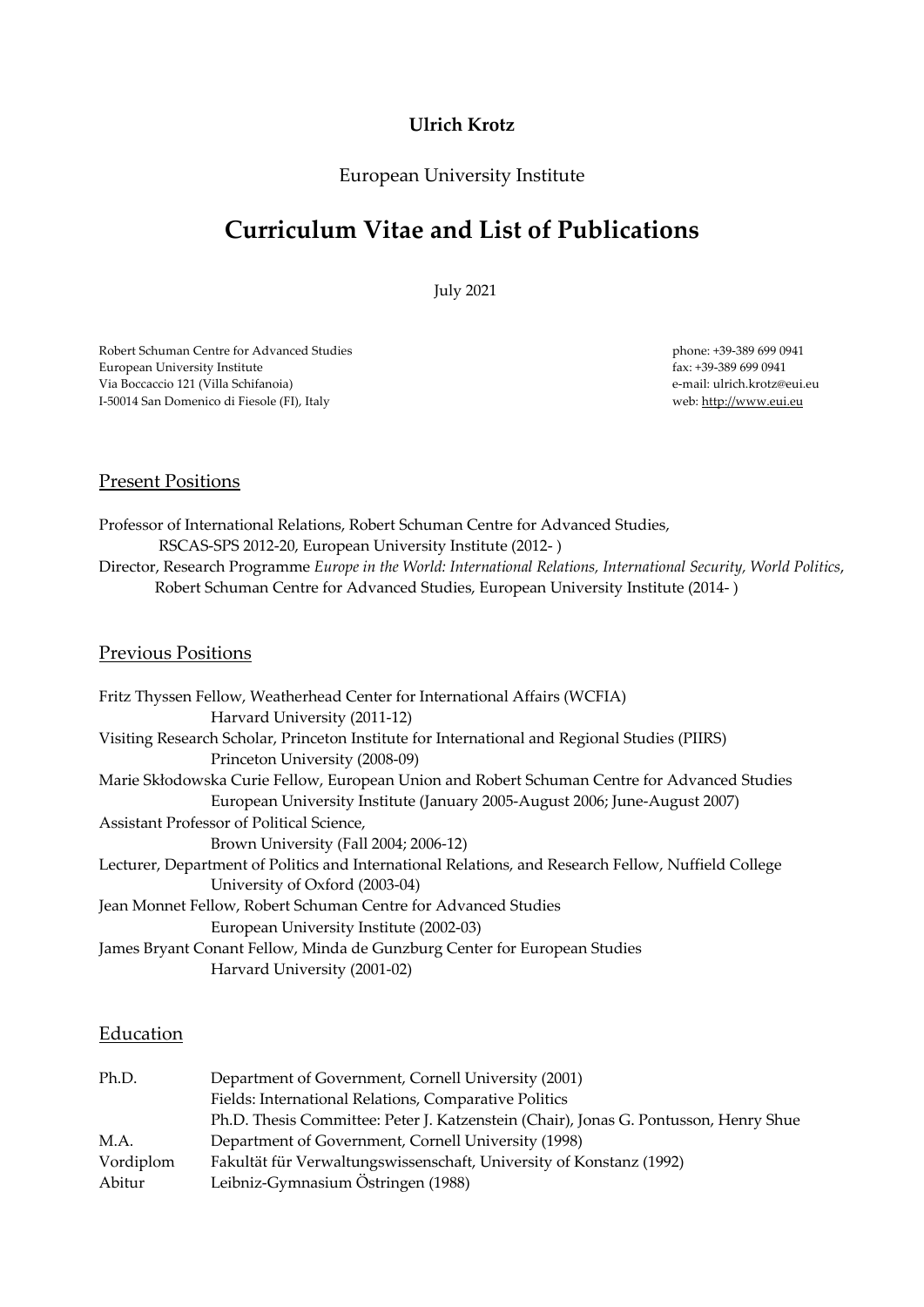**Ulrich Krotz**

European University Institute

# Curriculum Vitae and List of Publications

July 2021

Robert Schuman Centre for Advanced Studies
European University Institute
Via Boccaccio 121 (Villa Schifanoia)
I-50014 San Domenico di Fiesole (FI), Italy

phone: +39-389 699 0941
fax: +39-389 699 0941
e-mail: ulrich.krotz@eui.eu
web: http://www.eui.eu

## Present Positions

Professor of International Relations, Robert Schuman Centre for Advanced Studies, RSCAS-SPS 2012-20, European University Institute (2012- )

Director, Research Programme *Europe in the World: International Relations, International Security, World Politics*, Robert Schuman Centre for Advanced Studies, European University Institute (2014- )

## Previous Positions

Fritz Thyssen Fellow, Weatherhead Center for International Affairs (WCFIA)
Harvard University (2011-12)

Visiting Research Scholar, Princeton Institute for International and Regional Studies (PIIRS)
Princeton University (2008-09)

Marie Skłodowska Curie Fellow, European Union and Robert Schuman Centre for Advanced Studies
European University Institute (January 2005-August 2006; June-August 2007)

Assistant Professor of Political Science,
Brown University (Fall 2004; 2006-12)

Lecturer, Department of Politics and International Relations, and Research Fellow, Nuffield College
University of Oxford (2003-04)

Jean Monnet Fellow, Robert Schuman Centre for Advanced Studies
European University Institute (2002-03)

James Bryant Conant Fellow, Minda de Gunzburg Center for European Studies
Harvard University (2001-02)

## Education

| | |
|---|---|
| Ph.D. | Department of Government, Cornell University (2001) |
| | Fields: International Relations, Comparative Politics |
| | Ph.D. Thesis Committee: Peter J. Katzenstein (Chair), Jonas G. Pontusson, Henry Shue |
| M.A. | Department of Government, Cornell University (1998) |
| Vordiplom | Fakultät für Verwaltungswissenschaft, University of Konstanz (1992) |
| Abitur | Leibniz-Gymnasium Östringen (1988) |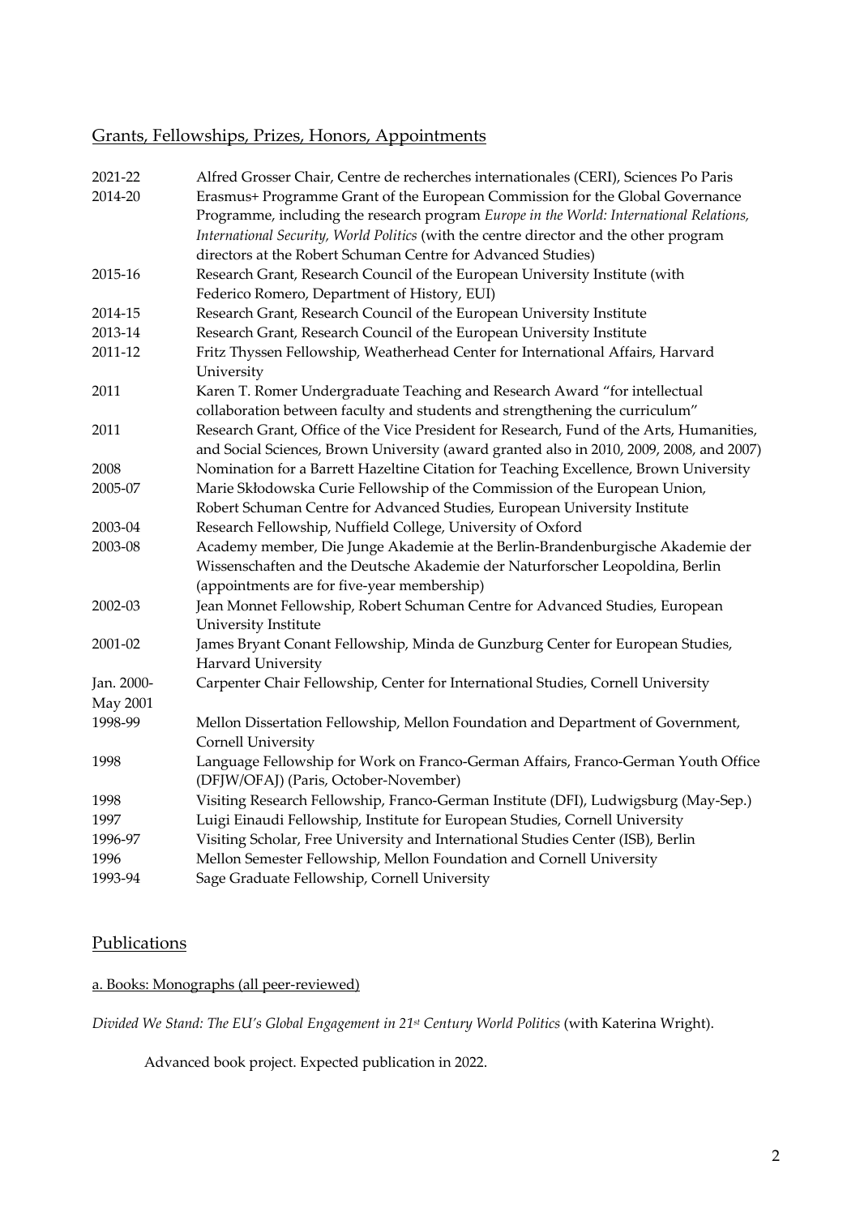## Grants, Fellowships, Prizes, Honors, Appointments

| | |
|---|---|
| 2021-22 | Alfred Grosser Chair, Centre de recherches internationales (CERI), Sciences Po Paris |
| 2014-20 | Erasmus+ Programme Grant of the European Commission for the Global Governance Programme, including the research program *Europe in the World: International Relations, International Security, World Politics* (with the centre director and the other program directors at the Robert Schuman Centre for Advanced Studies) |
| 2015-16 | Research Grant, Research Council of the European University Institute (with Federico Romero, Department of History, EUI) |
| 2014-15 | Research Grant, Research Council of the European University Institute |
| 2013-14 | Research Grant, Research Council of the European University Institute |
| 2011-12 | Fritz Thyssen Fellowship, Weatherhead Center for International Affairs, Harvard University |
| 2011 | Karen T. Romer Undergraduate Teaching and Research Award "for intellectual collaboration between faculty and students and strengthening the curriculum" |
| 2011 | Research Grant, Office of the Vice President for Research, Fund of the Arts, Humanities, and Social Sciences, Brown University (award granted also in 2010, 2009, 2008, and 2007) |
| 2008 | Nomination for a Barrett Hazeltine Citation for Teaching Excellence, Brown University |
| 2005-07 | Marie Skłodowska Curie Fellowship of the Commission of the European Union, Robert Schuman Centre for Advanced Studies, European University Institute |
| 2003-04 | Research Fellowship, Nuffield College, University of Oxford |
| 2003-08 | Academy member, Die Junge Akademie at the Berlin-Brandenburgische Akademie der Wissenschaften and the Deutsche Akademie der Naturforscher Leopoldina, Berlin (appointments are for five-year membership) |
| 2002-03 | Jean Monnet Fellowship, Robert Schuman Centre for Advanced Studies, European University Institute |
| 2001-02 | James Bryant Conant Fellowship, Minda de Gunzburg Center for European Studies, Harvard University |
| Jan. 2000-May 2001 | Carpenter Chair Fellowship, Center for International Studies, Cornell University |
| 1998-99 | Mellon Dissertation Fellowship, Mellon Foundation and Department of Government, Cornell University |
| 1998 | Language Fellowship for Work on Franco-German Affairs, Franco-German Youth Office (DFJW/OFAJ) (Paris, October-November) |
| 1998 | Visiting Research Fellowship, Franco-German Institute (DFI), Ludwigsburg (May-Sep.) |
| 1997 | Luigi Einaudi Fellowship, Institute for European Studies, Cornell University |
| 1996-97 | Visiting Scholar, Free University and International Studies Center (ISB), Berlin |
| 1996 | Mellon Semester Fellowship, Mellon Foundation and Cornell University |
| 1993-94 | Sage Graduate Fellowship, Cornell University |

## Publications

### a. Books: Monographs (all peer-reviewed)

*Divided We Stand: The EU's Global Engagement in 21st Century World Politics* (with Katerina Wright).

Advanced book project. Expected publication in 2022.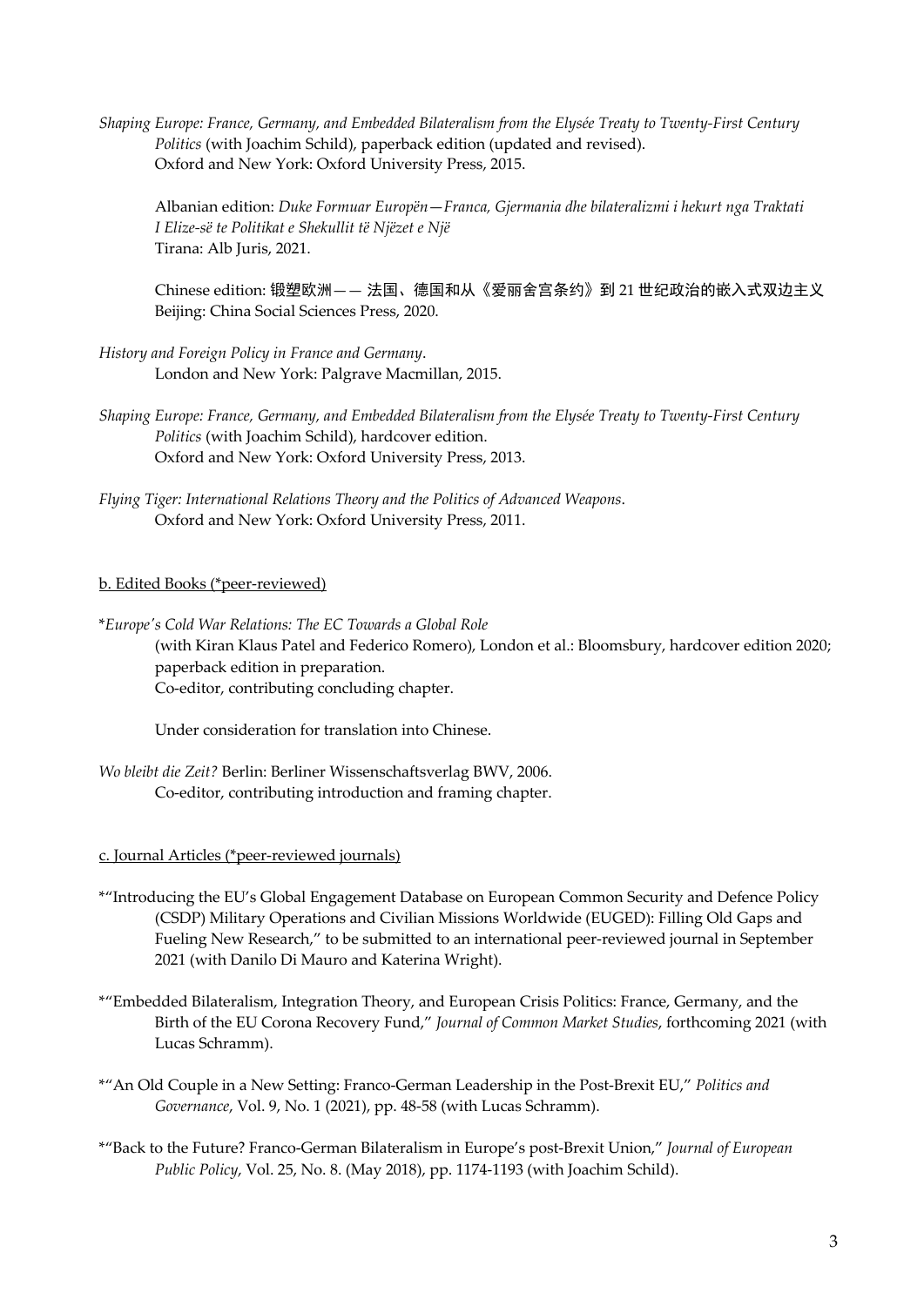*Shaping Europe: France, Germany, and Embedded Bilateralism from the Elysée Treaty to Twenty-First Century Politics* (with Joachim Schild), paperback edition (updated and revised). Oxford and New York: Oxford University Press, 2015.

Albanian edition: *Duke Formuar Europën—Franca, Gjermania dhe bilateralizmi i hekurt nga Traktati I Elize-së te Politikat e Shekullit të Njëzet e Një*
Tirana: Alb Juris, 2021.

Chinese edition: 锻塑欧洲—— 法国、德国和从《爱丽舍宫条约》到 21 世纪政治的嵌入式双边主义
Beijing: China Social Sciences Press, 2020.

*History and Foreign Policy in France and Germany*.
London and New York: Palgrave Macmillan, 2015.

*Shaping Europe: France, Germany, and Embedded Bilateralism from the Elysée Treaty to Twenty-First Century Politics* (with Joachim Schild), hardcover edition.
Oxford and New York: Oxford University Press, 2013.

*Flying Tiger: International Relations Theory and the Politics of Advanced Weapons*.
Oxford and New York: Oxford University Press, 2011.

b. Edited Books (*peer-reviewed)

*\*Europe's Cold War Relations: The EC Towards a Global Role*
(with Kiran Klaus Patel and Federico Romero), London et al.: Bloomsbury, hardcover edition 2020; paperback edition in preparation.
Co-editor, contributing concluding chapter.

Under consideration for translation into Chinese.

*Wo bleibt die Zeit?* Berlin: Berliner Wissenschaftsverlag BWV, 2006.
Co-editor, contributing introduction and framing chapter.

c. Journal Articles (*peer-reviewed journals)

*"Introducing the EU's Global Engagement Database on European Common Security and Defence Policy (CSDP) Military Operations and Civilian Missions Worldwide (EUGED): Filling Old Gaps and Fueling New Research," to be submitted to an international peer-reviewed journal in September 2021 (with Danilo Di Mauro and Katerina Wright).

*"Embedded Bilateralism, Integration Theory, and European Crisis Politics: France, Germany, and the Birth of the EU Corona Recovery Fund," *Journal of Common Market Studies*, forthcoming 2021 (with Lucas Schramm).

*"An Old Couple in a New Setting: Franco-German Leadership in the Post-Brexit EU," *Politics and Governance*, Vol. 9, No. 1 (2021), pp. 48-58 (with Lucas Schramm).

*"Back to the Future? Franco-German Bilateralism in Europe's post-Brexit Union," *Journal of European Public Policy*, Vol. 25, No. 8. (May 2018), pp. 1174-1193 (with Joachim Schild).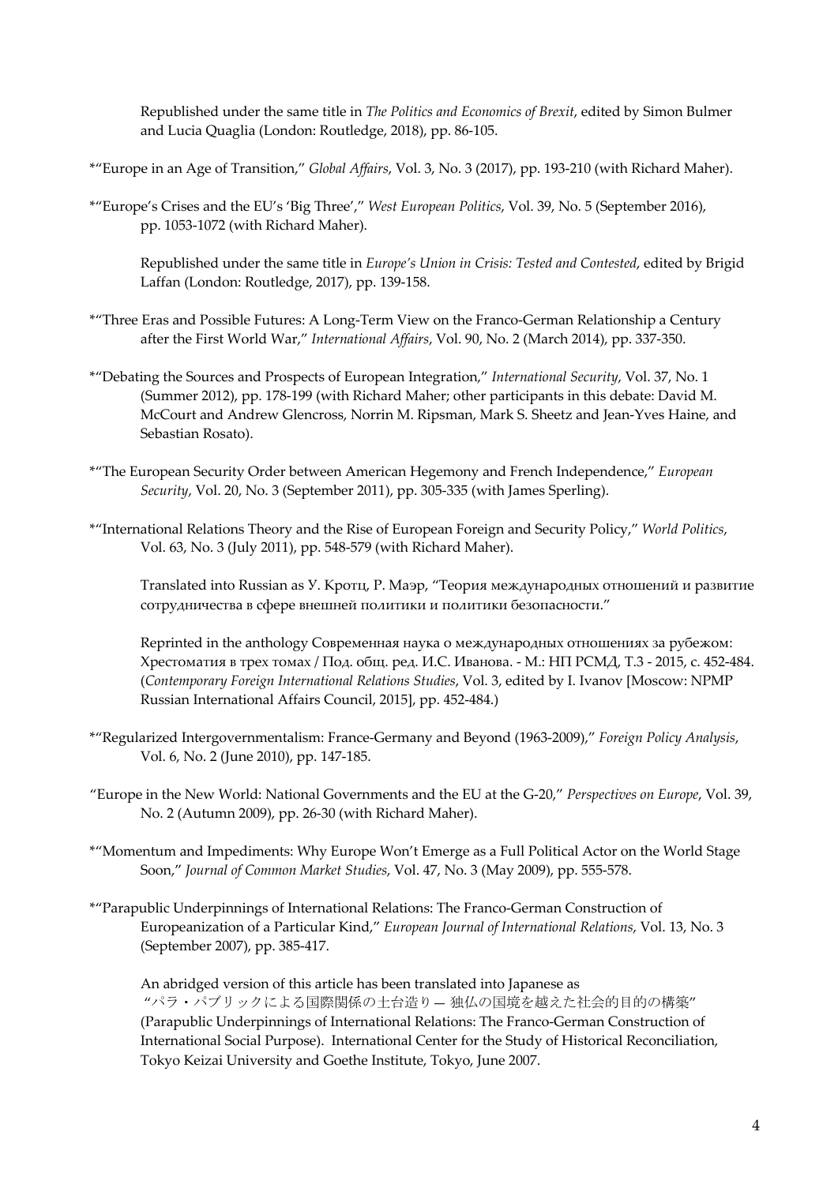Republished under the same title in *The Politics and Economics of Brexit*, edited by Simon Bulmer and Lucia Quaglia (London: Routledge, 2018), pp. 86-105.

*"Europe in an Age of Transition," *Global Affairs*, Vol. 3, No. 3 (2017), pp. 193-210 (with Richard Maher).

*"Europe's Crises and the EU's 'Big Three'," *West European Politics*, Vol. 39, No. 5 (September 2016), pp. 1053-1072 (with Richard Maher).

Republished under the same title in *Europe's Union in Crisis: Tested and Contested*, edited by Brigid Laffan (London: Routledge, 2017), pp. 139-158.

*"Three Eras and Possible Futures: A Long-Term View on the Franco-German Relationship a Century after the First World War," *International Affairs*, Vol. 90, No. 2 (March 2014), pp. 337-350.

*"Debating the Sources and Prospects of European Integration," *International Security*, Vol. 37, No. 1 (Summer 2012), pp. 178-199 (with Richard Maher; other participants in this debate: David M. McCourt and Andrew Glencross, Norrin M. Ripsman, Mark S. Sheetz and Jean-Yves Haine, and Sebastian Rosato).

*"The European Security Order between American Hegemony and French Independence," *European Security*, Vol. 20, No. 3 (September 2011), pp. 305-335 (with James Sperling).

*"International Relations Theory and the Rise of European Foreign and Security Policy," *World Politics*, Vol. 63, No. 3 (July 2011), pp. 548-579 (with Richard Maher).

Translated into Russian as У. Кротц, Р. Маэр, "Теория международных отношений и развитие сотрудничества в сфере внешней политики и политики безопасности."

Reprinted in the anthology Современная наука о международных отношениях за рубежом: Хрестоматия в трех томах / Под. общ. ред. И.С. Иванова. - М.: НП РСМД, Т.3 - 2015, с. 452-484. (*Contemporary Foreign International Relations Studies*, Vol. 3, edited by I. Ivanov [Moscow: NPMP Russian International Affairs Council, 2015], pp. 452-484.)

*"Regularized Intergovernmentalism: France-Germany and Beyond (1963-2009)," *Foreign Policy Analysis*, Vol. 6, No. 2 (June 2010), pp. 147-185.

"Europe in the New World: National Governments and the EU at the G-20," *Perspectives on Europe*, Vol. 39, No. 2 (Autumn 2009), pp. 26-30 (with Richard Maher).

*"Momentum and Impediments: Why Europe Won't Emerge as a Full Political Actor on the World Stage Soon," *Journal of Common Market Studies*, Vol. 47, No. 3 (May 2009), pp. 555-578.

*"Parapublic Underpinnings of International Relations: The Franco-German Construction of Europeanization of a Particular Kind," *European Journal of International Relations*, Vol. 13, No. 3 (September 2007), pp. 385-417.

An abridged version of this article has been translated into Japanese as "パラ・パブリックによる国際関係の土台造り — 独仏の国境を越えた社会的目的の構築" (Parapublic Underpinnings of International Relations: The Franco-German Construction of International Social Purpose). International Center for the Study of Historical Reconciliation, Tokyo Keizai University and Goethe Institute, Tokyo, June 2007.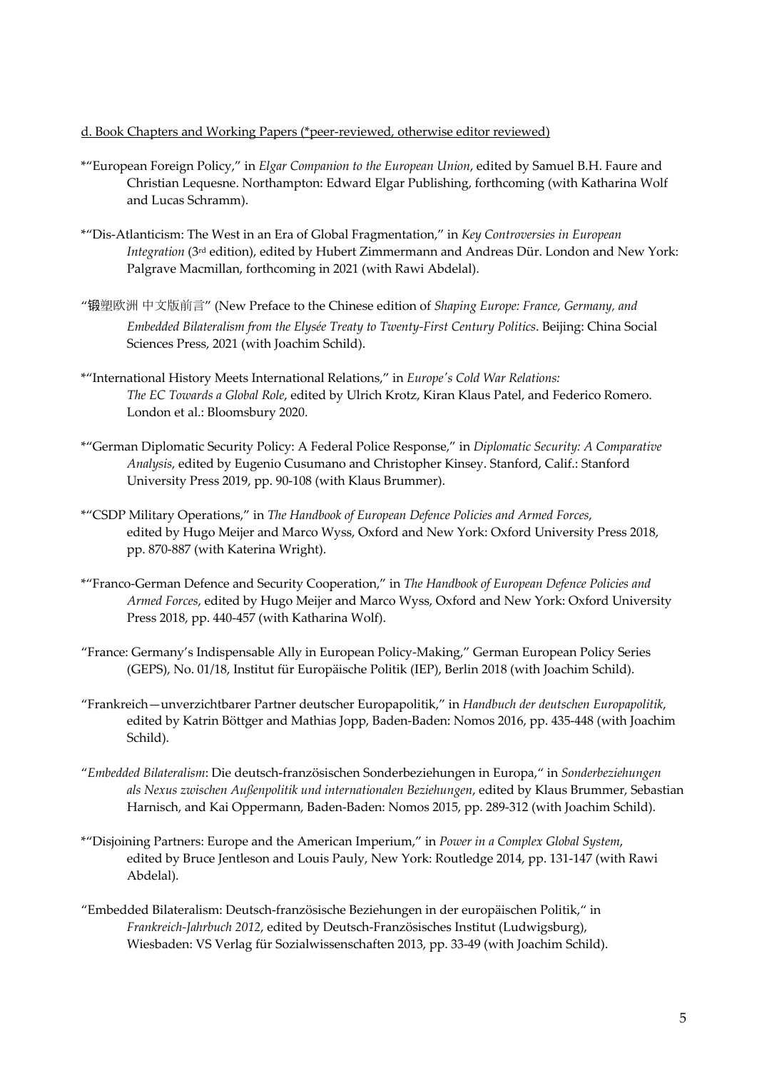d. Book Chapters and Working Papers (*peer-reviewed, otherwise editor reviewed)

*"European Foreign Policy," in *Elgar Companion to the European Union*, edited by Samuel B.H. Faure and Christian Lequesne. Northampton: Edward Elgar Publishing, forthcoming (with Katharina Wolf and Lucas Schramm).

*"Dis-Atlanticism: The West in an Era of Global Fragmentation," in *Key Controversies in European Integration* (3rd edition), edited by Hubert Zimmermann and Andreas Dür. London and New York: Palgrave Macmillan, forthcoming in 2021 (with Rawi Abdelal).

"锻塑欧洲 中文版前言" (New Preface to the Chinese edition of *Shaping Europe: France, Germany, and Embedded Bilateralism from the Elysée Treaty to Twenty-First Century Politics*. Beijing: China Social Sciences Press, 2021 (with Joachim Schild).

*"International History Meets International Relations," in *Europe's Cold War Relations: The EC Towards a Global Role*, edited by Ulrich Krotz, Kiran Klaus Patel, and Federico Romero. London et al.: Bloomsbury 2020.

*"German Diplomatic Security Policy: A Federal Police Response," in *Diplomatic Security: A Comparative Analysis*, edited by Eugenio Cusumano and Christopher Kinsey. Stanford, Calif.: Stanford University Press 2019, pp. 90-108 (with Klaus Brummer).

*"CSDP Military Operations," in *The Handbook of European Defence Policies and Armed Forces*, edited by Hugo Meijer and Marco Wyss, Oxford and New York: Oxford University Press 2018, pp. 870-887 (with Katerina Wright).

*"Franco-German Defence and Security Cooperation," in *The Handbook of European Defence Policies and Armed Forces*, edited by Hugo Meijer and Marco Wyss, Oxford and New York: Oxford University Press 2018, pp. 440-457 (with Katharina Wolf).

"France: Germany's Indispensable Ally in European Policy-Making," German European Policy Series (GEPS), No. 01/18, Institut für Europäische Politik (IEP), Berlin 2018 (with Joachim Schild).

"Frankreich—unverzichtbarer Partner deutscher Europapolitik," in *Handbuch der deutschen Europapolitik*, edited by Katrin Böttger and Mathias Jopp, Baden-Baden: Nomos 2016, pp. 435-448 (with Joachim Schild).

"*Embedded Bilateralism*: Die deutsch-französischen Sonderbeziehungen in Europa," in *Sonderbeziehungen als Nexus zwischen Außenpolitik und internationalen Beziehungen*, edited by Klaus Brummer, Sebastian Harnisch, and Kai Oppermann, Baden-Baden: Nomos 2015, pp. 289-312 (with Joachim Schild).

*"Disjoining Partners: Europe and the American Imperium," in *Power in a Complex Global System*, edited by Bruce Jentleson and Louis Pauly, New York: Routledge 2014, pp. 131-147 (with Rawi Abdelal).

"Embedded Bilateralism: Deutsch-französische Beziehungen in der europäischen Politik," in *Frankreich-Jahrbuch 2012*, edited by Deutsch-Französisches Institut (Ludwigsburg), Wiesbaden: VS Verlag für Sozialwissenschaften 2013, pp. 33-49 (with Joachim Schild).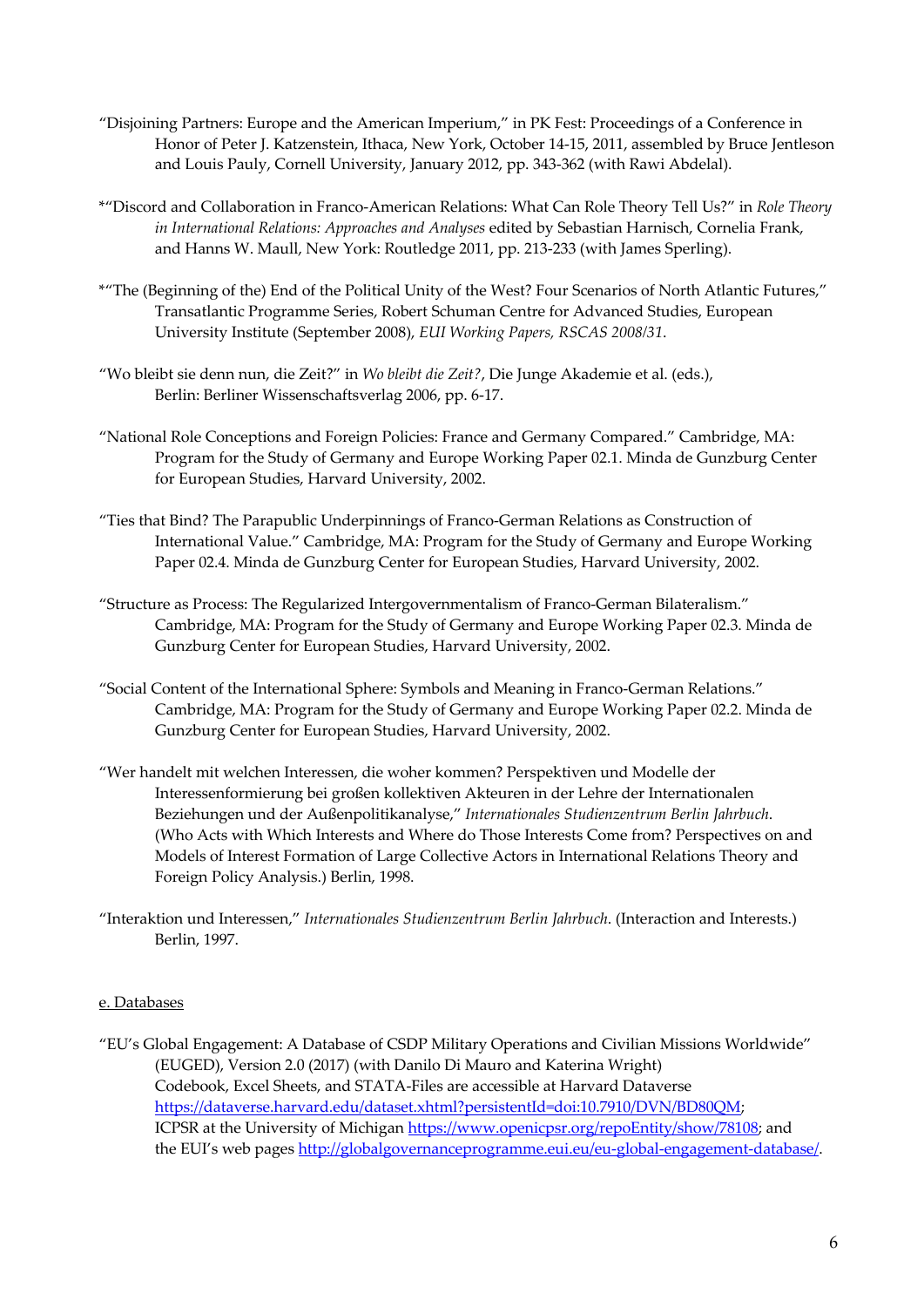"Disjoining Partners: Europe and the American Imperium," in PK Fest: Proceedings of a Conference in Honor of Peter J. Katzenstein, Ithaca, New York, October 14-15, 2011, assembled by Bruce Jentleson and Louis Pauly, Cornell University, January 2012, pp. 343-362 (with Rawi Abdelal).

*"Discord and Collaboration in Franco-American Relations: What Can Role Theory Tell Us?" in *Role Theory in International Relations: Approaches and Analyses* edited by Sebastian Harnisch, Cornelia Frank, and Hanns W. Maull, New York: Routledge 2011, pp. 213-233 (with James Sperling).

*"The (Beginning of the) End of the Political Unity of the West? Four Scenarios of North Atlantic Futures," Transatlantic Programme Series, Robert Schuman Centre for Advanced Studies, European University Institute (September 2008), *EUI Working Papers, RSCAS 2008/31*.

"Wo bleibt sie denn nun, die Zeit?" in *Wo bleibt die Zeit?*, Die Junge Akademie et al. (eds.), Berlin: Berliner Wissenschaftsverlag 2006, pp. 6-17.

"National Role Conceptions and Foreign Policies: France and Germany Compared." Cambridge, MA: Program for the Study of Germany and Europe Working Paper 02.1. Minda de Gunzburg Center for European Studies, Harvard University, 2002.

"Ties that Bind? The Parapublic Underpinnings of Franco-German Relations as Construction of International Value." Cambridge, MA: Program for the Study of Germany and Europe Working Paper 02.4. Minda de Gunzburg Center for European Studies, Harvard University, 2002.

"Structure as Process: The Regularized Intergovernmentalism of Franco-German Bilateralism." Cambridge, MA: Program for the Study of Germany and Europe Working Paper 02.3. Minda de Gunzburg Center for European Studies, Harvard University, 2002.

"Social Content of the International Sphere: Symbols and Meaning in Franco-German Relations." Cambridge, MA: Program for the Study of Germany and Europe Working Paper 02.2. Minda de Gunzburg Center for European Studies, Harvard University, 2002.

"Wer handelt mit welchen Interessen, die woher kommen? Perspektiven und Modelle der Interessenformierung bei großen kollektiven Akteuren in der Lehre der Internationalen Beziehungen und der Außenpolitikanalyse," *Internationales Studienzentrum Berlin Jahrbuch*. (Who Acts with Which Interests and Where do Those Interests Come from? Perspectives on and Models of Interest Formation of Large Collective Actors in International Relations Theory and Foreign Policy Analysis.) Berlin, 1998.

"Interaktion und Interessen," *Internationales Studienzentrum Berlin Jahrbuch*. (Interaction and Interests.) Berlin, 1997.

e. Databases

"EU's Global Engagement: A Database of CSDP Military Operations and Civilian Missions Worldwide" (EUGED), Version 2.0 (2017) (with Danilo Di Mauro and Katerina Wright) Codebook, Excel Sheets, and STATA-Files are accessible at Harvard Dataverse https://dataverse.harvard.edu/dataset.xhtml?persistentId=doi:10.7910/DVN/BD80QM; ICPSR at the University of Michigan https://www.openicpsr.org/repoEntity/show/78108; and the EUI's web pages http://globalgovernanceprogramme.eui.eu/eu-global-engagement-database/.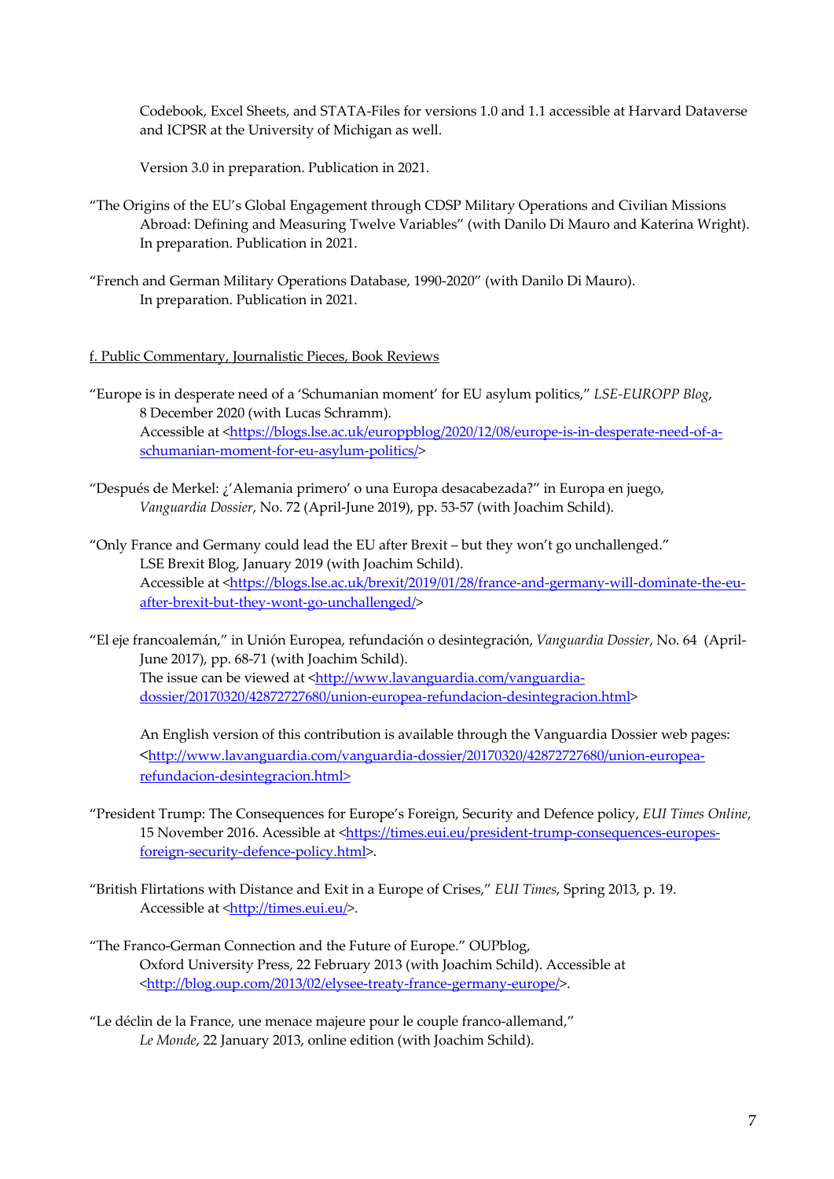Codebook, Excel Sheets, and STATA-Files for versions 1.0 and 1.1 accessible at Harvard Dataverse and ICPSR at the University of Michigan as well.

Version 3.0 in preparation. Publication in 2021.

"The Origins of the EU's Global Engagement through CDSP Military Operations and Civilian Missions Abroad: Defining and Measuring Twelve Variables" (with Danilo Di Mauro and Katerina Wright). In preparation. Publication in 2021.

"French and German Military Operations Database, 1990-2020" (with Danilo Di Mauro). In preparation. Publication in 2021.

f. Public Commentary, Journalistic Pieces, Book Reviews

"Europe is in desperate need of a 'Schumanian moment' for EU asylum politics," *LSE-EUROPP Blog*, 8 December 2020 (with Lucas Schramm). Accessible at <https://blogs.lse.ac.uk/europpblog/2020/12/08/europe-is-in-desperate-need-of-a-schumanian-moment-for-eu-asylum-politics/>

"Después de Merkel: ¿'Alemania primero' o una Europa desacabezada?" in Europa en juego, *Vanguardia Dossier*, No. 72 (April-June 2019), pp. 53-57 (with Joachim Schild).

"Only France and Germany could lead the EU after Brexit – but they won't go unchallenged." LSE Brexit Blog, January 2019 (with Joachim Schild). Accessible at <https://blogs.lse.ac.uk/brexit/2019/01/28/france-and-germany-will-dominate-the-eu-after-brexit-but-they-wont-go-unchallenged/>

"El eje francoalemán," in Unión Europea, refundación o desintegración, *Vanguardia Dossier*, No. 64 (April-June 2017), pp. 68-71 (with Joachim Schild). The issue can be viewed at <http://www.lavanguardia.com/vanguardia-dossier/20170320/42872727680/union-europea-refundacion-desintegracion.html>

An English version of this contribution is available through the Vanguardia Dossier web pages: <http://www.lavanguardia.com/vanguardia-dossier/20170320/42872727680/union-europea-refundacion-desintegracion.html>

"President Trump: The Consequences for Europe's Foreign, Security and Defence policy, *EUI Times Online*, 15 November 2016. Acessible at <https://times.eui.eu/president-trump-consequences-europes-foreign-security-defence-policy.html>.

"British Flirtations with Distance and Exit in a Europe of Crises," *EUI Times*, Spring 2013, p. 19. Accessible at <http://times.eui.eu/>.

"The Franco-German Connection and the Future of Europe." OUPblog, Oxford University Press, 22 February 2013 (with Joachim Schild). Accessible at <http://blog.oup.com/2013/02/elysee-treaty-france-germany-europe/>.

"Le déclin de la France, une menace majeure pour le couple franco-allemand," *Le Monde*, 22 January 2013, online edition (with Joachim Schild).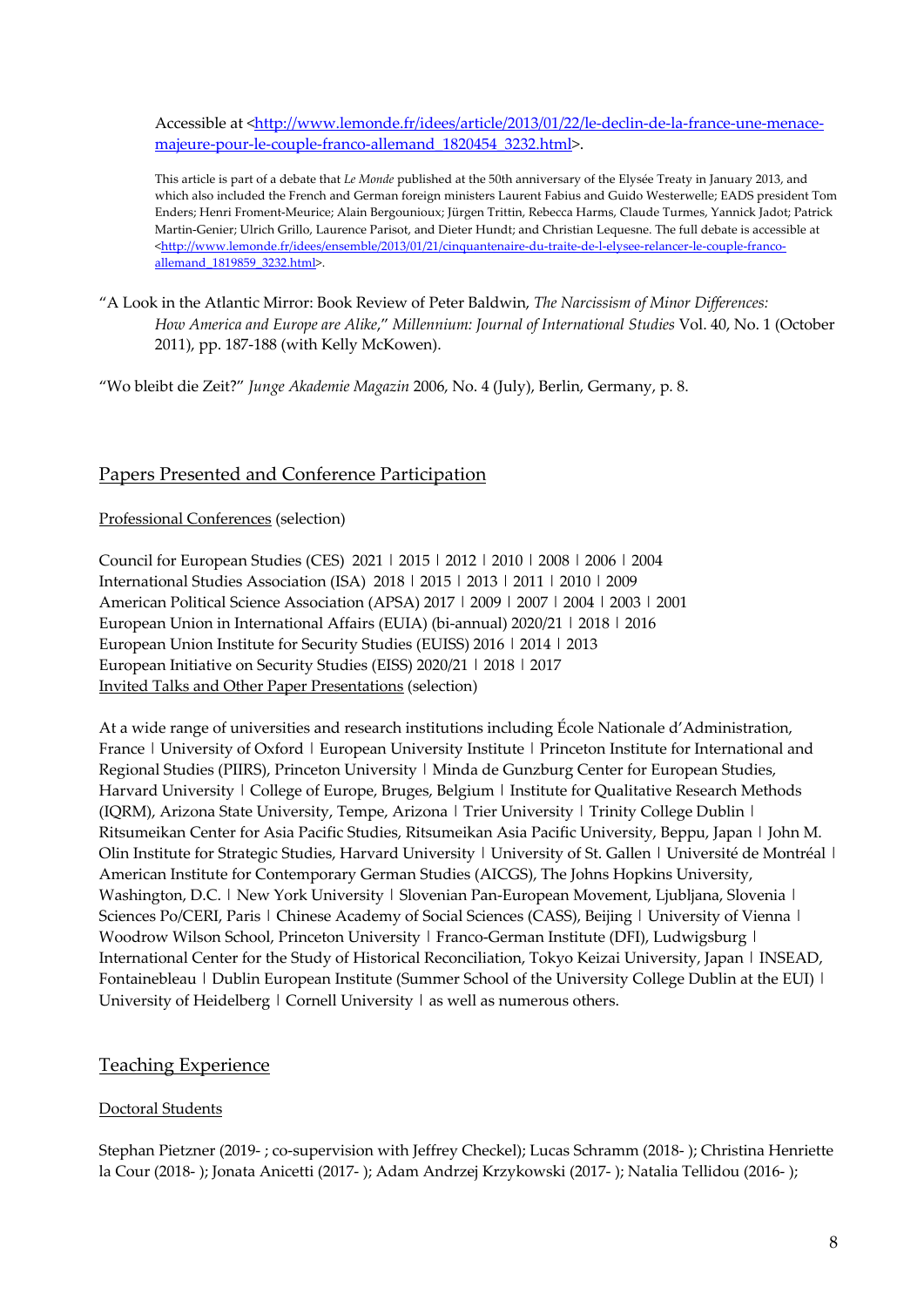Accessible at <http://www.lemonde.fr/idees/article/2013/01/22/le-declin-de-la-france-une-menace-majeure-pour-le-couple-franco-allemand_1820454_3232.html>.

This article is part of a debate that *Le Monde* published at the 50th anniversary of the Elysée Treaty in January 2013, and which also included the French and German foreign ministers Laurent Fabius and Guido Westerwelle; EADS president Tom Enders; Henri Froment-Meurice; Alain Bergounioux; Jürgen Trittin, Rebecca Harms, Claude Turmes, Yannick Jadot; Patrick Martin-Genier; Ulrich Grillo, Laurence Parisot, and Dieter Hundt; and Christian Lequesne. The full debate is accessible at <http://www.lemonde.fr/idees/ensemble/2013/01/21/cinquantenaire-du-traite-de-l-elysee-relancer-le-couple-franco-allemand_1819859_3232.html>.

"A Look in the Atlantic Mirror: Book Review of Peter Baldwin, *The Narcissism of Minor Differences: How America and Europe are Alike*," *Millennium: Journal of International Studies* Vol. 40, No. 1 (October 2011), pp. 187-188 (with Kelly McKowen).

"Wo bleibt die Zeit?" *Junge Akademie Magazin* 2006, No. 4 (July), Berlin, Germany, p. 8.

## Papers Presented and Conference Participation

### Professional Conferences (selection)

Council for European Studies (CES) 2021 | 2015 | 2012 | 2010 | 2008 | 2006 | 2004
International Studies Association (ISA) 2018 | 2015 | 2013 | 2011 | 2010 | 2009
American Political Science Association (APSA) 2017 | 2009 | 2007 | 2004 | 2003 | 2001
European Union in International Affairs (EUIA) (bi-annual) 2020/21 | 2018 | 2016
European Union Institute for Security Studies (EUISS) 2016 | 2014 | 2013
European Initiative on Security Studies (EISS) 2020/21 | 2018 | 2017

### Invited Talks and Other Paper Presentations (selection)

At a wide range of universities and research institutions including École Nationale d'Administration, France | University of Oxford | European University Institute | Princeton Institute for International and Regional Studies (PIIRS), Princeton University | Minda de Gunzburg Center for European Studies, Harvard University | College of Europe, Bruges, Belgium | Institute for Qualitative Research Methods (IQRM), Arizona State University, Tempe, Arizona | Trier University | Trinity College Dublin | Ritsumeikan Center for Asia Pacific Studies, Ritsumeikan Asia Pacific University, Beppu, Japan | John M. Olin Institute for Strategic Studies, Harvard University | University of St. Gallen | Université de Montréal | American Institute for Contemporary German Studies (AICGS), The Johns Hopkins University, Washington, D.C. | New York University | Slovenian Pan-European Movement, Ljubljana, Slovenia | Sciences Po/CERI, Paris | Chinese Academy of Social Sciences (CASS), Beijing | University of Vienna | Woodrow Wilson School, Princeton University | Franco-German Institute (DFI), Ludwigsburg | International Center for the Study of Historical Reconciliation, Tokyo Keizai University, Japan | INSEAD, Fontainebleau | Dublin European Institute (Summer School of the University College Dublin at the EUI) | University of Heidelberg | Cornell University | as well as numerous others.

## Teaching Experience

### Doctoral Students

Stephan Pietzner (2019- ; co-supervision with Jeffrey Checkel); Lucas Schramm (2018- ); Christina Henriette la Cour (2018- ); Jonata Anicetti (2017- ); Adam Andrzej Krzykowski (2017- ); Natalia Tellidou (2016- );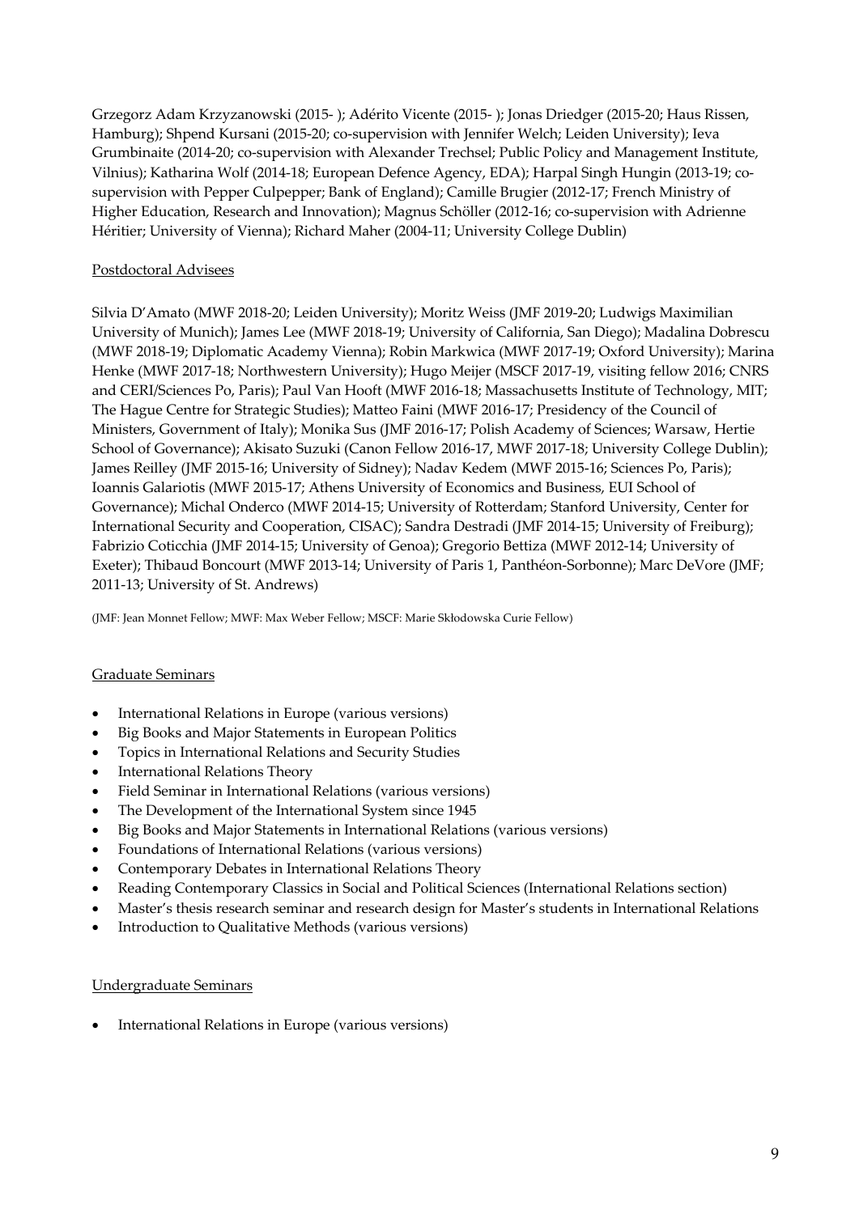Grzegorz Adam Krzyzanowski (2015- ); Adérito Vicente (2015- ); Jonas Driedger (2015-20; Haus Rissen, Hamburg); Shpend Kursani (2015-20; co-supervision with Jennifer Welch; Leiden University); Ieva Grumbinaite (2014-20; co-supervision with Alexander Trechsel; Public Policy and Management Institute, Vilnius); Katharina Wolf (2014-18; European Defence Agency, EDA); Harpal Singh Hungin (2013-19; co-supervision with Pepper Culpepper; Bank of England); Camille Brugier (2012-17; French Ministry of Higher Education, Research and Innovation); Magnus Schöller (2012-16; co-supervision with Adrienne Héritier; University of Vienna); Richard Maher (2004-11; University College Dublin)

## Postdoctoral Advisees

Silvia D'Amato (MWF 2018-20; Leiden University); Moritz Weiss (JMF 2019-20; Ludwigs Maximilian University of Munich); James Lee (MWF 2018-19; University of California, San Diego); Madalina Dobrescu (MWF 2018-19; Diplomatic Academy Vienna); Robin Markwica (MWF 2017-19; Oxford University); Marina Henke (MWF 2017-18; Northwestern University); Hugo Meijer (MSCF 2017-19, visiting fellow 2016; CNRS and CERI/Sciences Po, Paris); Paul Van Hooft (MWF 2016-18; Massachusetts Institute of Technology, MIT; The Hague Centre for Strategic Studies); Matteo Faini (MWF 2016-17; Presidency of the Council of Ministers, Government of Italy); Monika Sus (JMF 2016-17; Polish Academy of Sciences; Warsaw, Hertie School of Governance); Akisato Suzuki (Canon Fellow 2016-17, MWF 2017-18; University College Dublin); James Reilley (JMF 2015-16; University of Sidney); Nadav Kedem (MWF 2015-16; Sciences Po, Paris); Ioannis Galariotis (MWF 2015-17; Athens University of Economics and Business, EUI School of Governance); Michal Onderco (MWF 2014-15; University of Rotterdam; Stanford University, Center for International Security and Cooperation, CISAC); Sandra Destradi (JMF 2014-15; University of Freiburg); Fabrizio Coticchia (JMF 2014-15; University of Genoa); Gregorio Bettiza (MWF 2012-14; University of Exeter); Thibaud Boncourt (MWF 2013-14; University of Paris 1, Panthéon-Sorbonne); Marc DeVore (JMF; 2011-13; University of St. Andrews)

(JMF: Jean Monnet Fellow; MWF: Max Weber Fellow; MSCF: Marie Skłodowska Curie Fellow)

## Graduate Seminars

- International Relations in Europe (various versions)
- Big Books and Major Statements in European Politics
- Topics in International Relations and Security Studies
- International Relations Theory
- Field Seminar in International Relations (various versions)
- The Development of the International System since 1945
- Big Books and Major Statements in International Relations (various versions)
- Foundations of International Relations (various versions)
- Contemporary Debates in International Relations Theory
- Reading Contemporary Classics in Social and Political Sciences (International Relations section)
- Master's thesis research seminar and research design for Master's students in International Relations
- Introduction to Qualitative Methods (various versions)

## Undergraduate Seminars

- International Relations in Europe (various versions)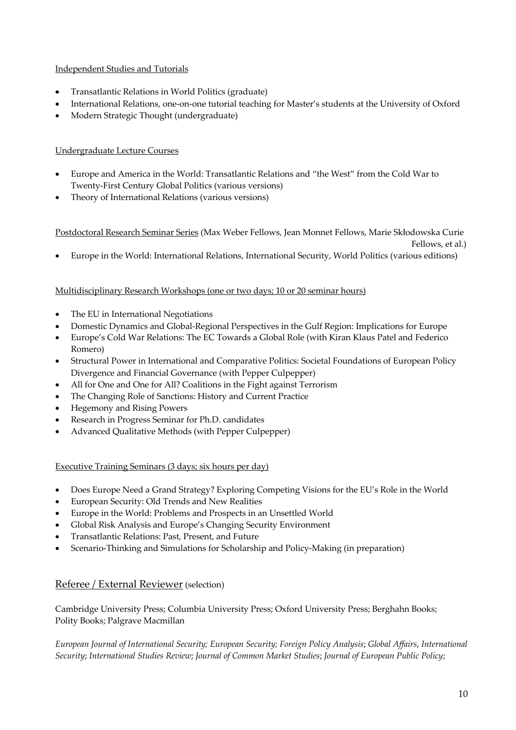Independent Studies and Tutorials

- Transatlantic Relations in World Politics (graduate)
- International Relations, one-on-one tutorial teaching for Master's students at the University of Oxford
- Modern Strategic Thought (undergraduate)

Undergraduate Lecture Courses

- Europe and America in the World: Transatlantic Relations and "the West" from the Cold War to Twenty-First Century Global Politics (various versions)
- Theory of International Relations (various versions)

Postdoctoral Research Seminar Series (Max Weber Fellows, Jean Monnet Fellows, Marie Skłodowska Curie Fellows, et al.)

- Europe in the World: International Relations, International Security, World Politics (various editions)

Multidisciplinary Research Workshops (one or two days; 10 or 20 seminar hours)

- The EU in International Negotiations
- Domestic Dynamics and Global-Regional Perspectives in the Gulf Region: Implications for Europe
- Europe's Cold War Relations: The EC Towards a Global Role (with Kiran Klaus Patel and Federico Romero)
- Structural Power in International and Comparative Politics: Societal Foundations of European Policy Divergence and Financial Governance (with Pepper Culpepper)
- All for One and One for All? Coalitions in the Fight against Terrorism
- The Changing Role of Sanctions: History and Current Practice
- Hegemony and Rising Powers
- Research in Progress Seminar for Ph.D. candidates
- Advanced Qualitative Methods (with Pepper Culpepper)

Executive Training Seminars (3 days; six hours per day)

- Does Europe Need a Grand Strategy? Exploring Competing Visions for the EU's Role in the World
- European Security: Old Trends and New Realities
- Europe in the World: Problems and Prospects in an Unsettled World
- Global Risk Analysis and Europe's Changing Security Environment
- Transatlantic Relations: Past, Present, and Future
- Scenario-Thinking and Simulations for Scholarship and Policy-Making (in preparation)

## Referee / External Reviewer (selection)

Cambridge University Press; Columbia University Press; Oxford University Press; Berghahn Books; Polity Books; Palgrave Macmillan

*European Journal of International Security; European Security; Foreign Policy Analysis*; *Global Affairs*, *International Security*; *International Studies Review*; *Journal of Common Market Studies*; *Journal of European Public Policy*;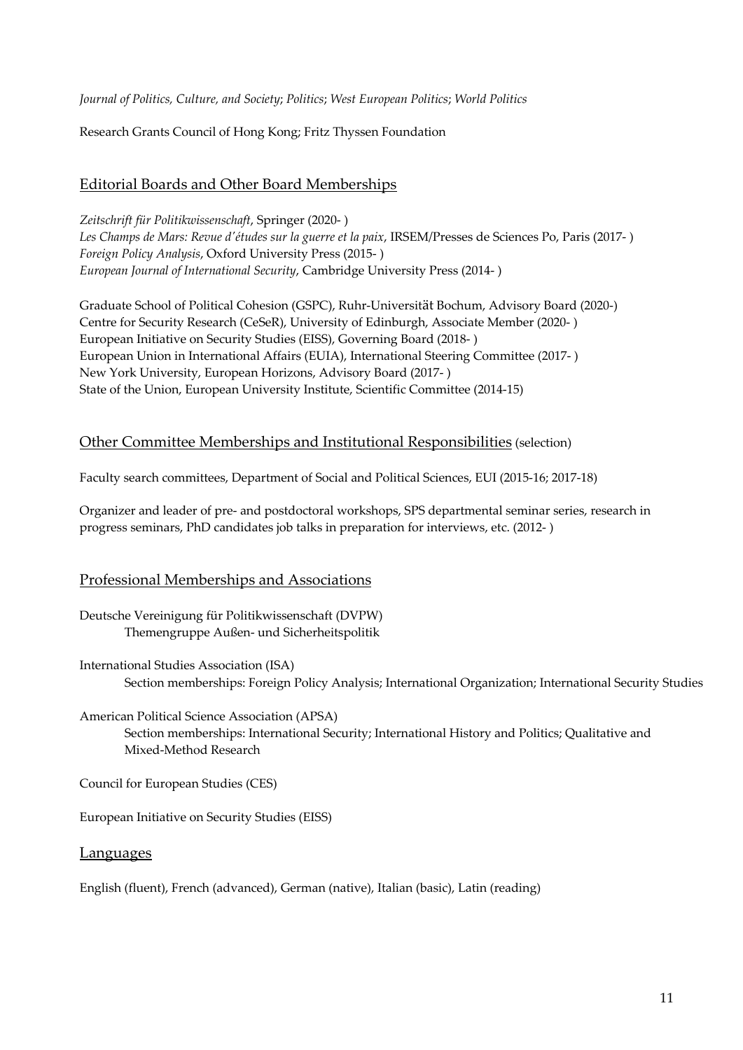*Journal of Politics, Culture, and Society*; *Politics*; *West European Politics*; *World Politics*

Research Grants Council of Hong Kong; Fritz Thyssen Foundation

## Editorial Boards and Other Board Memberships

*Zeitschrift für Politikwissenschaft*, Springer (2020- )
*Les Champs de Mars: Revue d'études sur la guerre et la paix*, IRSEM/Presses de Sciences Po, Paris (2017- )
*Foreign Policy Analysis*, Oxford University Press (2015- )
*European Journal of International Security*, Cambridge University Press (2014- )

Graduate School of Political Cohesion (GSPC), Ruhr-Universität Bochum, Advisory Board (2020-)
Centre for Security Research (CeSeR), University of Edinburgh, Associate Member (2020- )
European Initiative on Security Studies (EISS), Governing Board (2018- )
European Union in International Affairs (EUIA), International Steering Committee (2017- )
New York University, European Horizons, Advisory Board (2017- )
State of the Union, European University Institute, Scientific Committee (2014-15)

## Other Committee Memberships and Institutional Responsibilities (selection)

Faculty search committees, Department of Social and Political Sciences, EUI (2015-16; 2017-18)

Organizer and leader of pre- and postdoctoral workshops, SPS departmental seminar series, research in progress seminars, PhD candidates job talks in preparation for interviews, etc. (2012- )

## Professional Memberships and Associations

Deutsche Vereinigung für Politikwissenschaft (DVPW)
- Themengruppe Außen- und Sicherheitspolitik

International Studies Association (ISA)
- Section memberships: Foreign Policy Analysis; International Organization; International Security Studies

American Political Science Association (APSA)
- Section memberships: International Security; International History and Politics; Qualitative and Mixed-Method Research

Council for European Studies (CES)

European Initiative on Security Studies (EISS)

## Languages

English (fluent), French (advanced), German (native), Italian (basic), Latin (reading)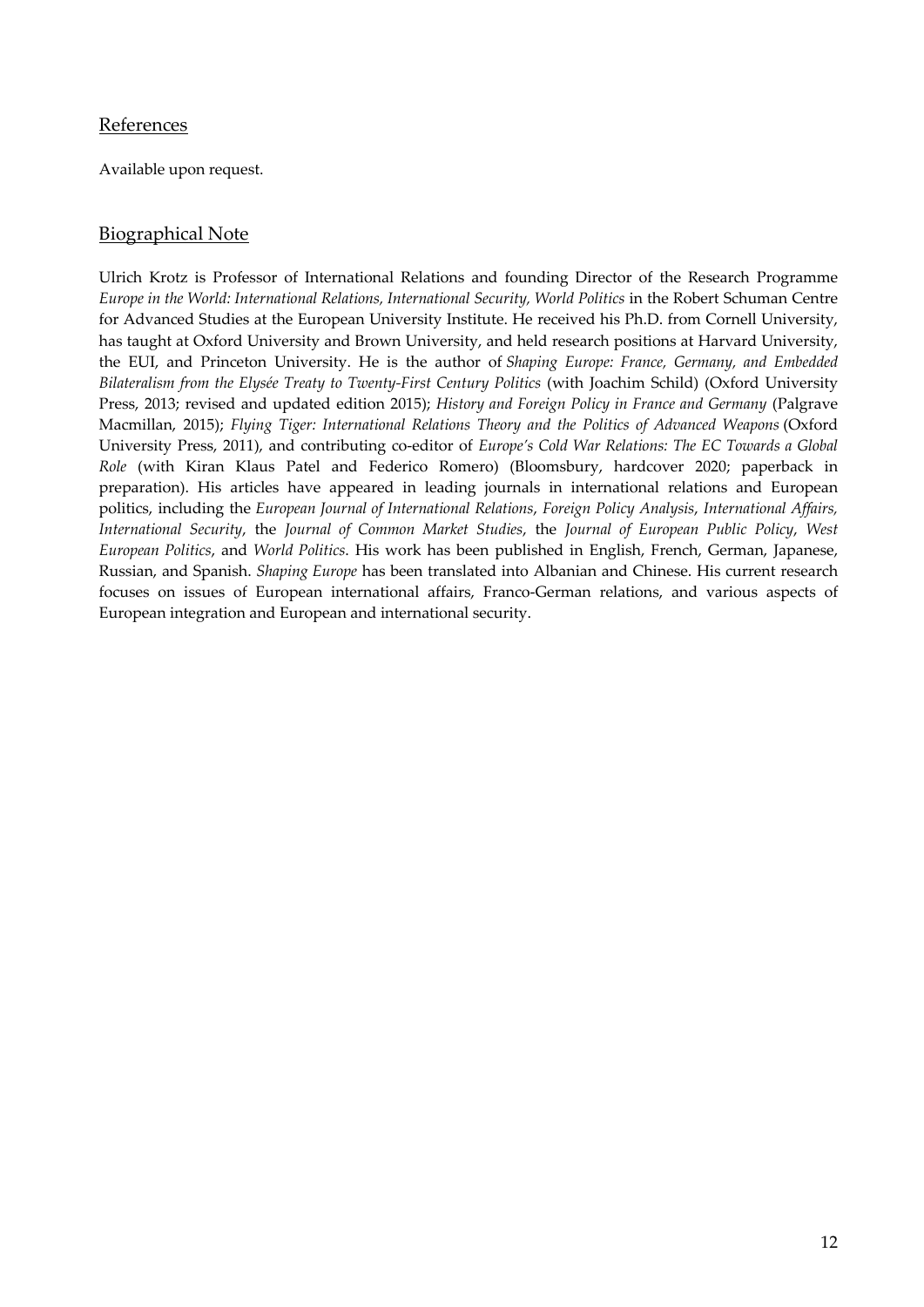## References

Available upon request.

## Biographical Note

Ulrich Krotz is Professor of International Relations and founding Director of the Research Programme *Europe in the World: International Relations, International Security, World Politics* in the Robert Schuman Centre for Advanced Studies at the European University Institute. He received his Ph.D. from Cornell University, has taught at Oxford University and Brown University, and held research positions at Harvard University, the EUI, and Princeton University. He is the author of *Shaping Europe: France, Germany, and Embedded Bilateralism from the Elysée Treaty to Twenty-First Century Politics* (with Joachim Schild) (Oxford University Press, 2013; revised and updated edition 2015); *History and Foreign Policy in France and Germany* (Palgrave Macmillan, 2015); *Flying Tiger: International Relations Theory and the Politics of Advanced Weapons* (Oxford University Press, 2011), and contributing co-editor of *Europe's Cold War Relations: The EC Towards a Global Role* (with Kiran Klaus Patel and Federico Romero) (Bloomsbury, hardcover 2020; paperback in preparation). His articles have appeared in leading journals in international relations and European politics, including the *European Journal of International Relations*, *Foreign Policy Analysis*, *International Affairs, International Security*, the *Journal of Common Market Studies*, the *Journal of European Public Policy*, *West European Politics*, and *World Politics*. His work has been published in English, French, German, Japanese, Russian, and Spanish. *Shaping Europe* has been translated into Albanian and Chinese. His current research focuses on issues of European international affairs, Franco-German relations, and various aspects of European integration and European and international security.